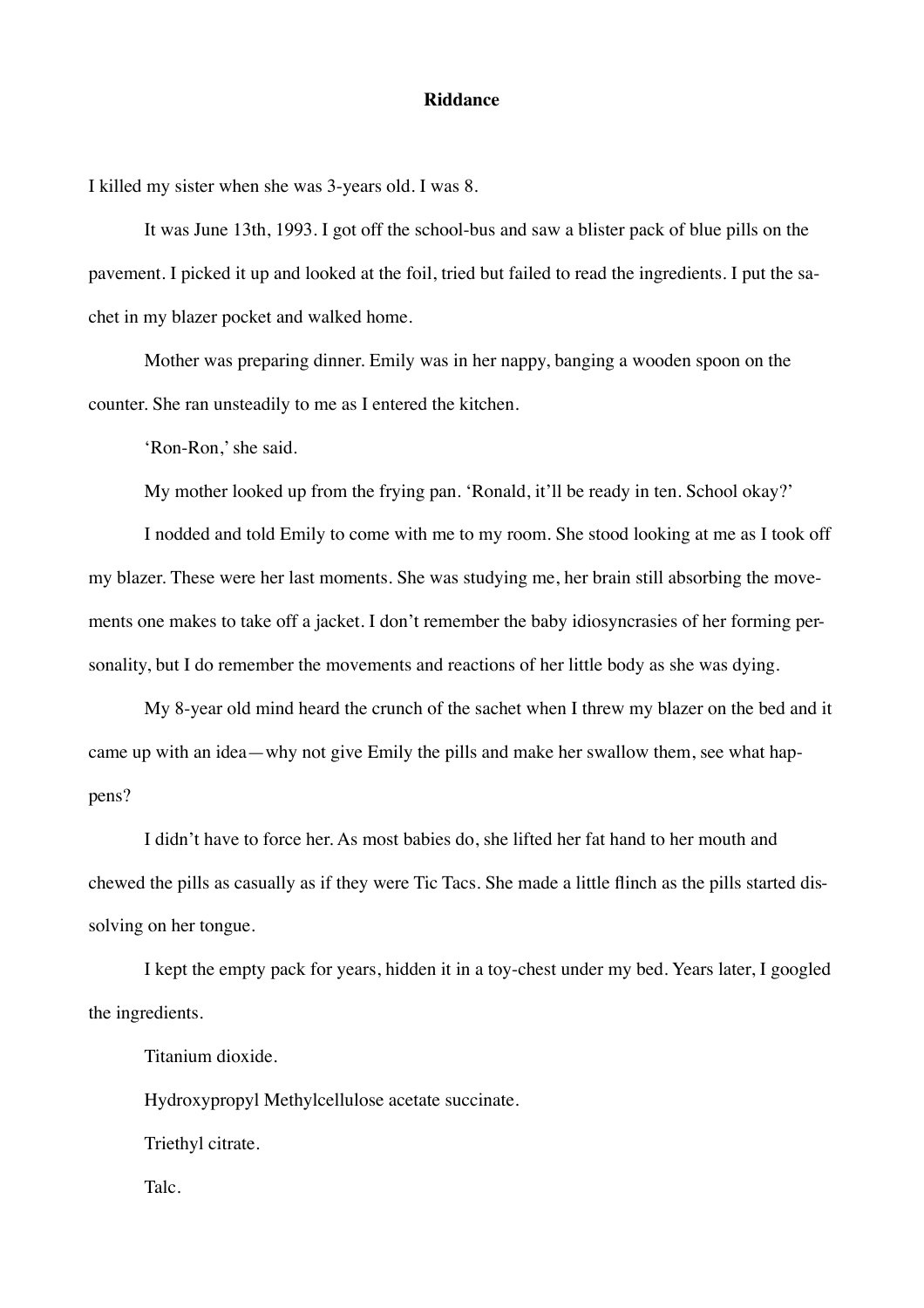# Riddance

I killed my sister when she was 3-years old. I was 8.

It was June 13th, 1993. I got off the school-bus and saw a blister pack of blue pills on the pavement. I picked it up and looked at the foil, tried but failed to read the ingredients. I put the sachet in my blazer pocket and walked home.

Mother was preparing dinner. Emily was in her nappy, banging a wooden spoon on the counter. She ran unsteadily to me as I entered the kitchen.

'Ron-Ron,' she said.

My mother looked up from the frying pan. 'Ronald, it'll be ready in ten. School okay?'

I nodded and told Emily to come with me to my room. She stood looking at me as I took off my blazer. These were her last moments. She was studying me, her brain still absorbing the movements one makes to take off a jacket. I don't remember the baby idiosyncrasies of her forming personality, but I do remember the movements and reactions of her little body as she was dying.

My 8-year old mind heard the crunch of the sachet when I threw my blazer on the bed and it came up with an idea—why not give Emily the pills and make her swallow them, see what happens?

I didn't have to force her. As most babies do, she lifted her fat hand to her mouth and chewed the pills as casually as if they were Tic Tacs. She made a little flinch as the pills started dissolving on her tongue.

I kept the empty pack for years, hidden it in a toy-chest under my bed. Years later, I googled the ingredients.

Titanium dioxide.

Hydroxypropyl Methylcellulose acetate succinate.

Triethyl citrate.

Talc.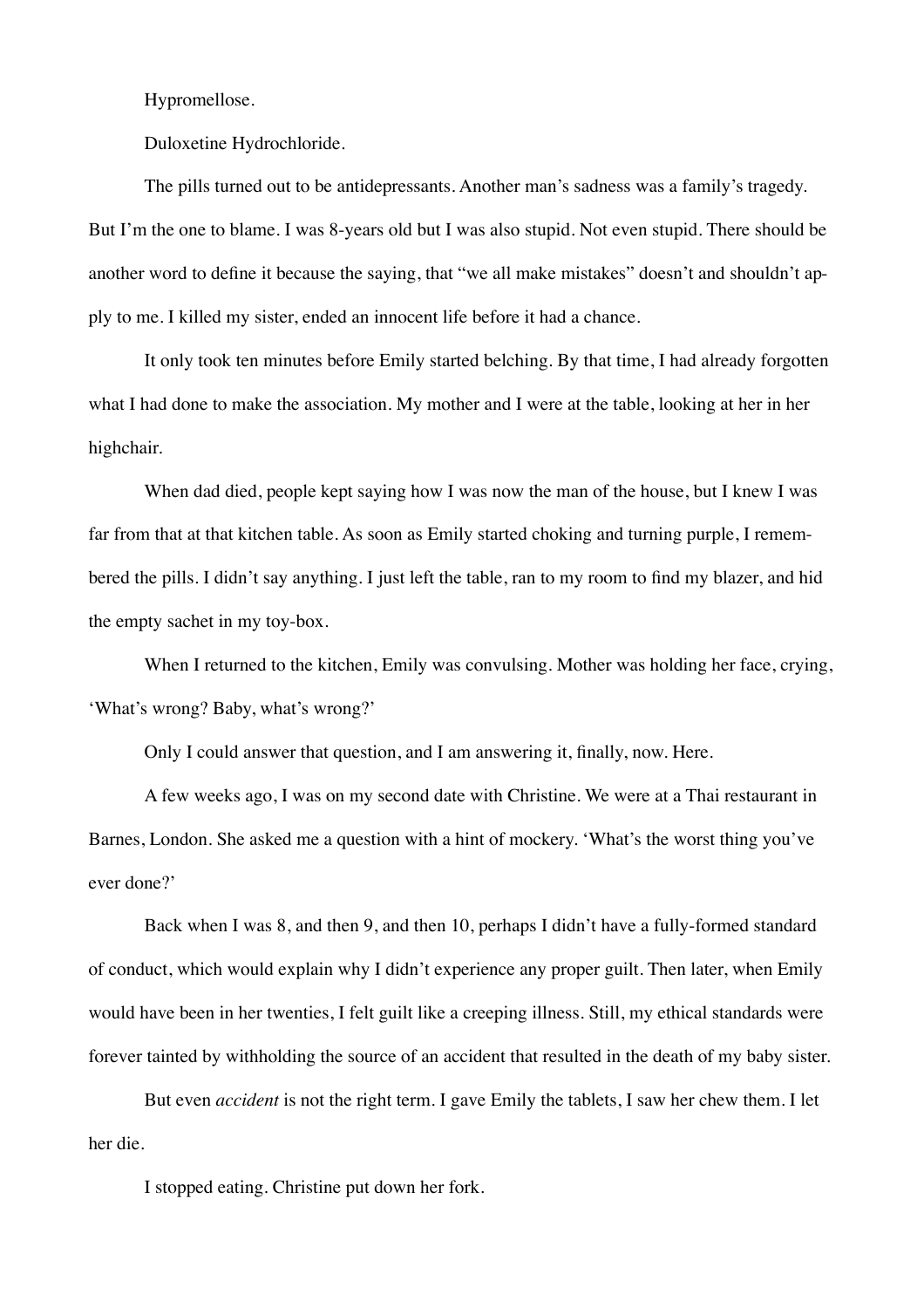Hypromellose.

Duloxetine Hydrochloride.

The pills turned out to be antidepressants. Another man's sadness was a family's tragedy. But I'm the one to blame. I was 8-years old but I was also stupid. Not even stupid. There should be another word to define it because the saying, that "we all make mistakes" doesn't and shouldn't apply to me. I killed my sister, ended an innocent life before it had a chance.

It only took ten minutes before Emily started belching. By that time, I had already forgotten what I had done to make the association. My mother and I were at the table, looking at her in her highchair.

When dad died, people kept saying how I was now the man of the house, but I knew I was far from that at that kitchen table. As soon as Emily started choking and turning purple, I remembered the pills. I didn't say anything. I just left the table, ran to my room to find my blazer, and hid the empty sachet in my toy-box.

When I returned to the kitchen, Emily was convulsing. Mother was holding her face, crying, 'What's wrong? Baby, what's wrong?'

Only I could answer that question, and I am answering it, finally, now. Here.

A few weeks ago, I was on my second date with Christine. We were at a Thai restaurant in Barnes, London. She asked me a question with a hint of mockery. 'What's the worst thing you've ever done?'

Back when I was 8, and then 9, and then 10, perhaps I didn't have a fully-formed standard of conduct, which would explain why I didn't experience any proper guilt. Then later, when Emily would have been in her twenties, I felt guilt like a creeping illness. Still, my ethical standards were forever tainted by withholding the source of an accident that resulted in the death of my baby sister.

But even *accident* is not the right term. I gave Emily the tablets, I saw her chew them. I let her die.

I stopped eating. Christine put down her fork.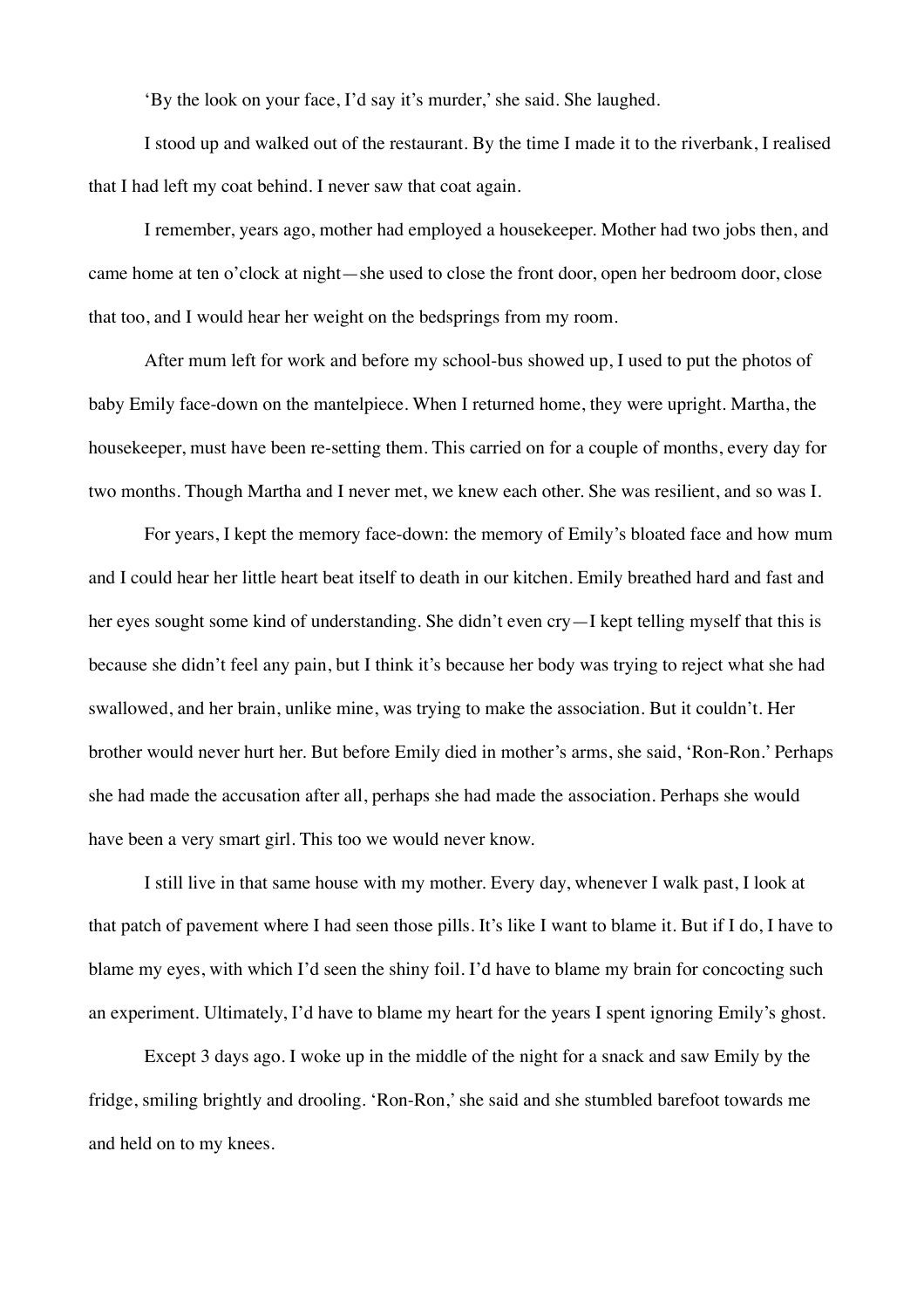'By the look on your face, I'd say it's murder,' she said. She laughed.

I stood up and walked out of the restaurant. By the time I made it to the riverbank, I realised that I had left my coat behind. I never saw that coat again.

I remember, years ago, mother had employed a housekeeper. Mother had two jobs then, and came home at ten o'clock at night—she used to close the front door, open her bedroom door, close that too, and I would hear her weight on the bedsprings from my room.

After mum left for work and before my school-bus showed up, I used to put the photos of baby Emily face-down on the mantelpiece. When I returned home, they were upright. Martha, the housekeeper, must have been re-setting them. This carried on for a couple of months, every day for two months. Though Martha and I never met, we knew each other. She was resilient, and so was I.

For years, I kept the memory face-down: the memory of Emily's bloated face and how mum and I could hear her little heart beat itself to death in our kitchen. Emily breathed hard and fast and her eyes sought some kind of understanding. She didn't even cry—I kept telling myself that this is because she didn't feel any pain, but I think it's because her body was trying to reject what she had swallowed, and her brain, unlike mine, was trying to make the association. But it couldn't. Her brother would never hurt her. But before Emily died in mother's arms, she said, 'Ron-Ron.' Perhaps she had made the accusation after all, perhaps she had made the association. Perhaps she would have been a very smart girl. This too we would never know.

I still live in that same house with my mother. Every day, whenever I walk past, I look at that patch of pavement where I had seen those pills. It's like I want to blame it. But if I do, I have to blame my eyes, with which I'd seen the shiny foil. I'd have to blame my brain for concocting such an experiment. Ultimately, I'd have to blame my heart for the years I spent ignoring Emily's ghost.

Except 3 days ago. I woke up in the middle of the night for a snack and saw Emily by the fridge, smiling brightly and drooling. 'Ron-Ron,' she said and she stumbled barefoot towards me and held on to my knees.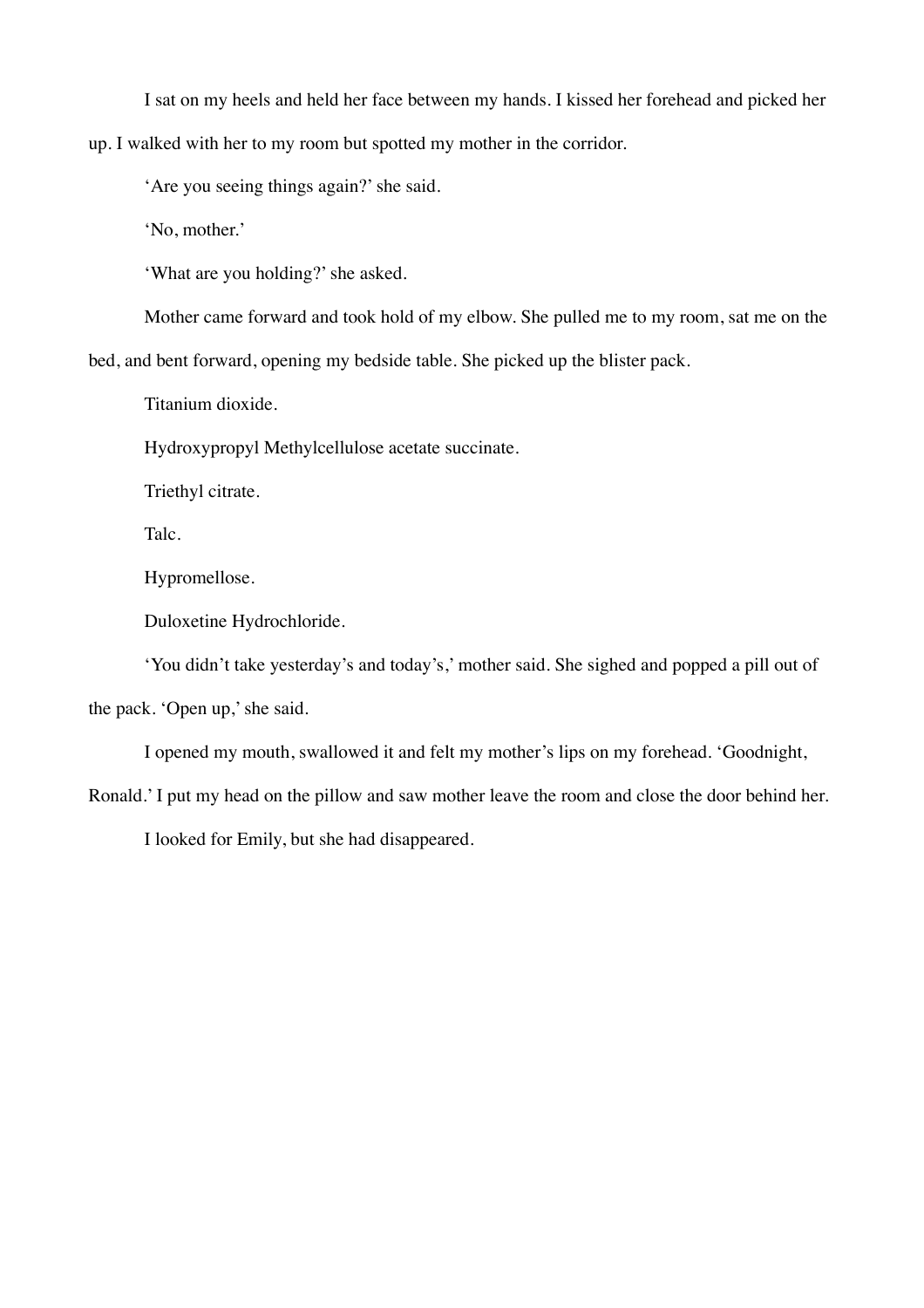I sat on my heels and held her face between my hands. I kissed her forehead and picked her up. I walked with her to my room but spotted my mother in the corridor.

'Are you seeing things again?' she said.

'No, mother.'

'What are you holding?' she asked.

Mother came forward and took hold of my elbow. She pulled me to my room, sat me on the bed, and bent forward, opening my bedside table. She picked up the blister pack.

Titanium dioxide.

Hydroxypropyl Methylcellulose acetate succinate.

Triethyl citrate.

Talc.

Hypromellose.

Duloxetine Hydrochloride.

'You didn't take yesterday's and today's,' mother said. She sighed and popped a pill out of the pack. 'Open up,' she said.

I opened my mouth, swallowed it and felt my mother's lips on my forehead. 'Goodnight, Ronald.' I put my head on the pillow and saw mother leave the room and close the door behind her.

I looked for Emily, but she had disappeared.